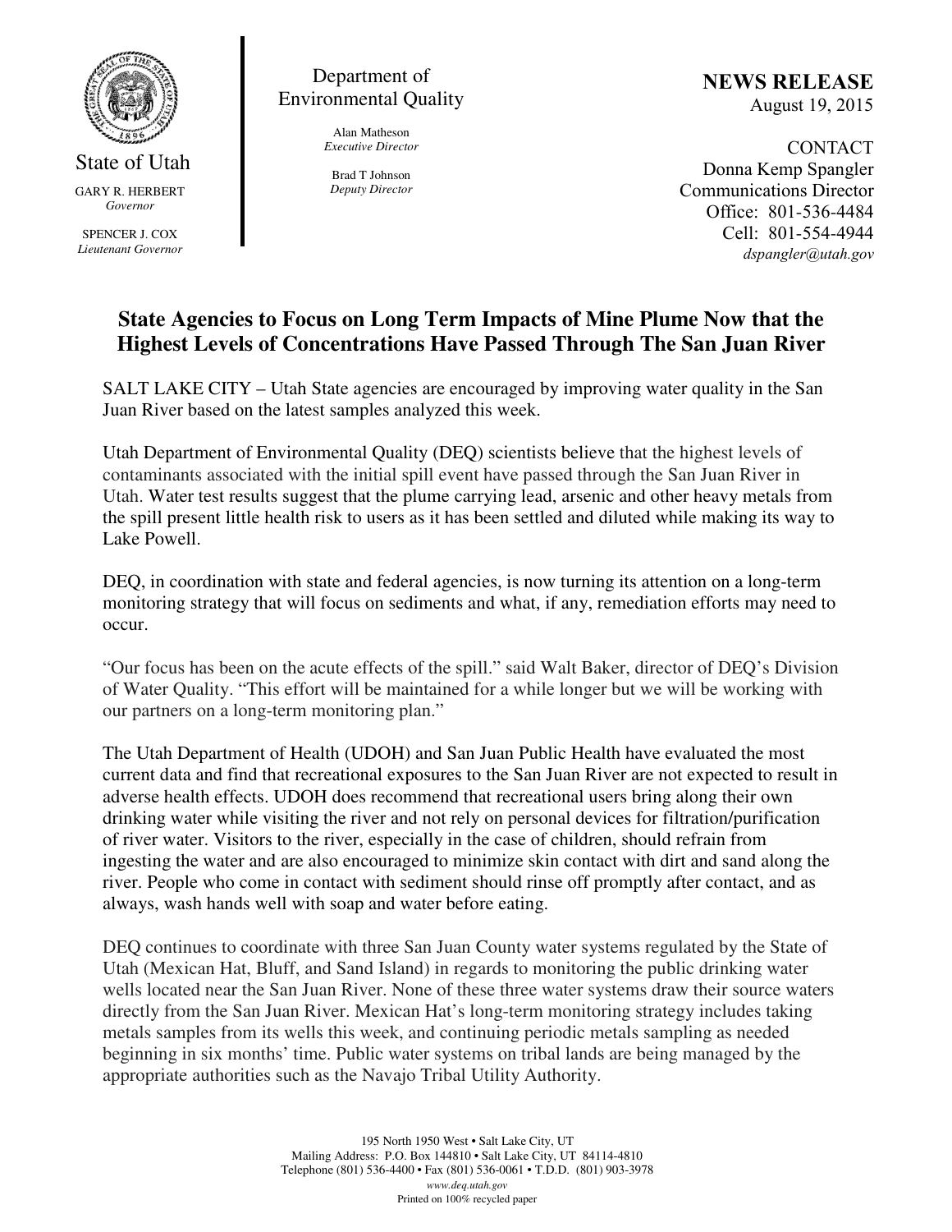State of Utah

GARY R. HERBERT
*Governor*

SPENCER J. COX
*Lieutenant Governor*

Department of Environmental Quality

Alan Matheson
*Executive Director*

Brad T Johnson
*Deputy Director*

**NEWS RELEASE**
August 19, 2015

CONTACT
Donna Kemp Spangler
Communications Director
Office: 801-536-4484
Cell: 801-554-4944
*dspangler@utah.gov*

## State Agencies to Focus on Long Term Impacts of Mine Plume Now that the Highest Levels of Concentrations Have Passed Through The San Juan River

SALT LAKE CITY – Utah State agencies are encouraged by improving water quality in the San Juan River based on the latest samples analyzed this week.

Utah Department of Environmental Quality (DEQ) scientists believe that the highest levels of contaminants associated with the initial spill event have passed through the San Juan River in Utah. Water test results suggest that the plume carrying lead, arsenic and other heavy metals from the spill present little health risk to users as it has been settled and diluted while making its way to Lake Powell.

DEQ, in coordination with state and federal agencies, is now turning its attention on a long-term monitoring strategy that will focus on sediments and what, if any, remediation efforts may need to occur.

"Our focus has been on the acute effects of the spill." said Walt Baker, director of DEQ's Division of Water Quality. "This effort will be maintained for a while longer but we will be working with our partners on a long-term monitoring plan."

The Utah Department of Health (UDOH) and San Juan Public Health have evaluated the most current data and find that recreational exposures to the San Juan River are not expected to result in adverse health effects. UDOH does recommend that recreational users bring along their own drinking water while visiting the river and not rely on personal devices for filtration/purification of river water. Visitors to the river, especially in the case of children, should refrain from ingesting the water and are also encouraged to minimize skin contact with dirt and sand along the river. People who come in contact with sediment should rinse off promptly after contact, and as always, wash hands well with soap and water before eating.

DEQ continues to coordinate with three San Juan County water systems regulated by the State of Utah (Mexican Hat, Bluff, and Sand Island) in regards to monitoring the public drinking water wells located near the San Juan River. None of these three water systems draw their source waters directly from the San Juan River. Mexican Hat's long-term monitoring strategy includes taking metals samples from its wells this week, and continuing periodic metals sampling as needed beginning in six months' time. Public water systems on tribal lands are being managed by the appropriate authorities such as the Navajo Tribal Utility Authority.

195 North 1950 West • Salt Lake City, UT
Mailing Address: P.O. Box 144810 • Salt Lake City, UT 84114-4810
Telephone (801) 536-4400 • Fax (801) 536-0061 • T.D.D. (801) 903-3978
*www.deq.utah.gov*
Printed on 100% recycled paper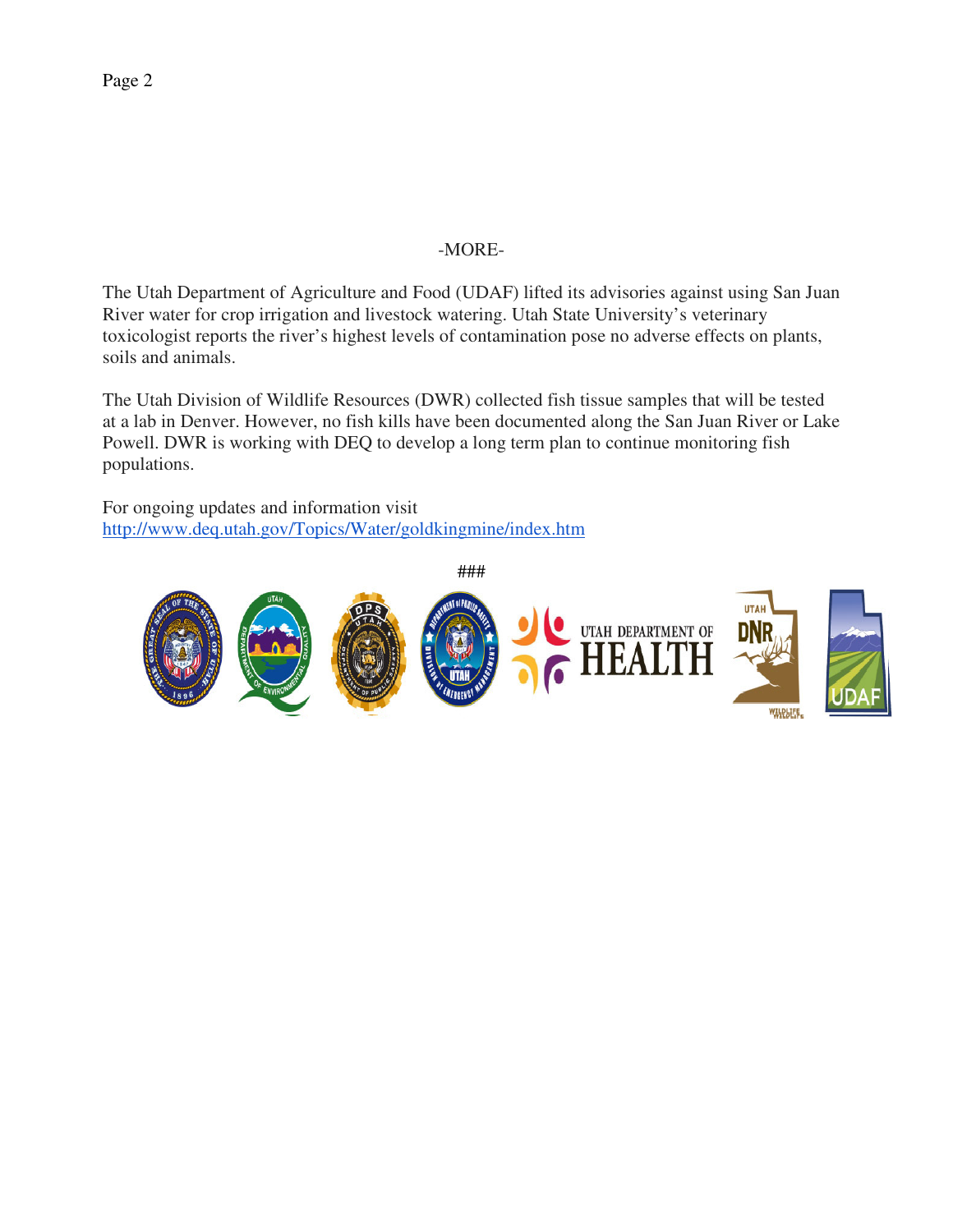-MORE-

The Utah Department of Agriculture and Food (UDAF) lifted its advisories against using San Juan River water for crop irrigation and livestock watering. Utah State University's veterinary toxicologist reports the river's highest levels of contamination pose no adverse effects on plants, soils and animals.

The Utah Division of Wildlife Resources (DWR) collected fish tissue samples that will be tested at a lab in Denver. However, no fish kills have been documented along the San Juan River or Lake Powell. DWR is working with DEQ to develop a long term plan to continue monitoring fish populations.

For ongoing updates and information visit
http://www.deq.utah.gov/Topics/Water/goldkingmine/index.htm

###